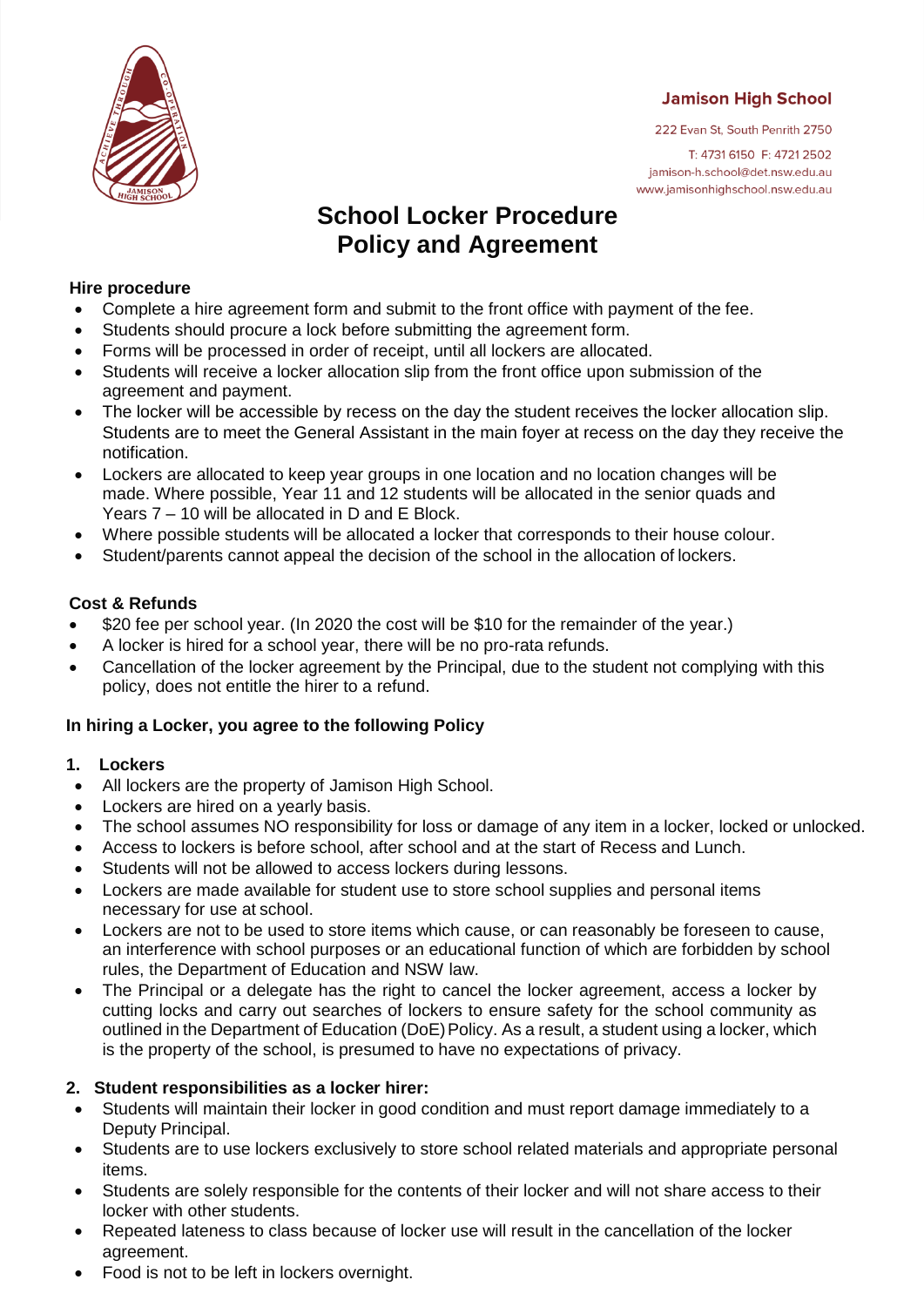**Jamison High School**

222 Evan St, South Penrith 2750

T: 4731 6150 F: 4721 2502
jamison-h.school@det.nsw.edu.au
www.jamisonhighschool.nsw.edu.au

# School Locker Procedure Policy and Agreement

**Hire procedure**

- Complete a hire agreement form and submit to the front office with payment of the fee.
- Students should procure a lock before submitting the agreement form.
- Forms will be processed in order of receipt, until all lockers are allocated.
- Students will receive a locker allocation slip from the front office upon submission of the agreement and payment.
- The locker will be accessible by recess on the day the student receives the locker allocation slip. Students are to meet the General Assistant in the main foyer at recess on the day they receive the notification.
- Lockers are allocated to keep year groups in one location and no location changes will be made. Where possible, Year 11 and 12 students will be allocated in the senior quads and Years 7 – 10 will be allocated in D and E Block.
- Where possible students will be allocated a locker that corresponds to their house colour.
- Student/parents cannot appeal the decision of the school in the allocation of lockers.

**Cost & Refunds**

- $20 fee per school year. (In 2020 the cost will be $10 for the remainder of the year.)
- A locker is hired for a school year, there will be no pro-rata refunds.
- Cancellation of the locker agreement by the Principal, due to the student not complying with this policy, does not entitle the hirer to a refund.

**In hiring a Locker, you agree to the following Policy**

**1. Lockers**

- All lockers are the property of Jamison High School.
- Lockers are hired on a yearly basis.
- The school assumes NO responsibility for loss or damage of any item in a locker, locked or unlocked.
- Access to lockers is before school, after school and at the start of Recess and Lunch.
- Students will not be allowed to access lockers during lessons.
- Lockers are made available for student use to store school supplies and personal items necessary for use at school.
- Lockers are not to be used to store items which cause, or can reasonably be foreseen to cause, an interference with school purposes or an educational function of which are forbidden by school rules, the Department of Education and NSW law.
- The Principal or a delegate has the right to cancel the locker agreement, access a locker by cutting locks and carry out searches of lockers to ensure safety for the school community as outlined in the Department of Education (DoE) Policy. As a result, a student using a locker, which is the property of the school, is presumed to have no expectations of privacy.

**2. Student responsibilities as a locker hirer:**

- Students will maintain their locker in good condition and must report damage immediately to a Deputy Principal.
- Students are to use lockers exclusively to store school related materials and appropriate personal items.
- Students are solely responsible for the contents of their locker and will not share access to their locker with other students.
- Repeated lateness to class because of locker use will result in the cancellation of the locker agreement.
- Food is not to be left in lockers overnight.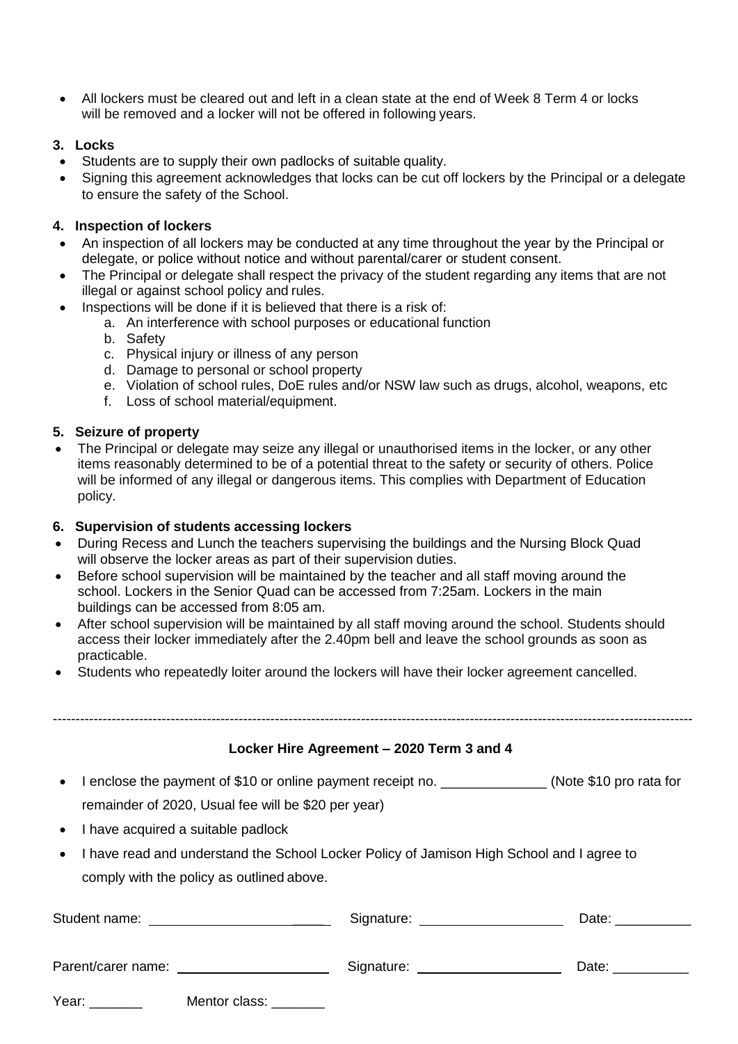- All lockers must be cleared out and left in a clean state at the end of Week 8 Term 4 or locks will be removed and a locker will not be offered in following years.

### 3. Locks

- Students are to supply their own padlocks of suitable quality.
- Signing this agreement acknowledges that locks can be cut off lockers by the Principal or a delegate to ensure the safety of the School.

### 4. Inspection of lockers

- An inspection of all lockers may be conducted at any time throughout the year by the Principal or delegate, or police without notice and without parental/carer or student consent.
- The Principal or delegate shall respect the privacy of the student regarding any items that are not illegal or against school policy and rules.
- Inspections will be done if it is believed that there is a risk of:
  a. An interference with school purposes or educational function
  b. Safety
  c. Physical injury or illness of any person
  d. Damage to personal or school property
  e. Violation of school rules, DoE rules and/or NSW law such as drugs, alcohol, weapons, etc
  f. Loss of school material/equipment.

### 5. Seizure of property

- The Principal or delegate may seize any illegal or unauthorised items in the locker, or any other items reasonably determined to be of a potential threat to the safety or security of others. Police will be informed of any illegal or dangerous items. This complies with Department of Education policy.

### 6. Supervision of students accessing lockers

- During Recess and Lunch the teachers supervising the buildings and the Nursing Block Quad will observe the locker areas as part of their supervision duties.
- Before school supervision will be maintained by the teacher and all staff moving around the school. Lockers in the Senior Quad can be accessed from 7:25am. Lockers in the main buildings can be accessed from 8:05 am.
- After school supervision will be maintained by all staff moving around the school. Students should access their locker immediately after the 2.40pm bell and leave the school grounds as soon as practicable.
- Students who repeatedly loiter around the lockers will have their locker agreement cancelled.

---

**Locker Hire Agreement – 2020 Term 3 and 4**

- I enclose the payment of $10 or online payment receipt no. ______________ (Note $10 pro rata for remainder of 2020, Usual fee will be $20 per year)
- I have acquired a suitable padlock
- I have read and understand the School Locker Policy of Jamison High School and I agree to comply with the policy as outlined above.

Student name: ______________________ Signature: ___________________ Date: __________

Parent/carer name: ____________________ Signature: ___________________ Date: __________

Year: _______ Mentor class: _______